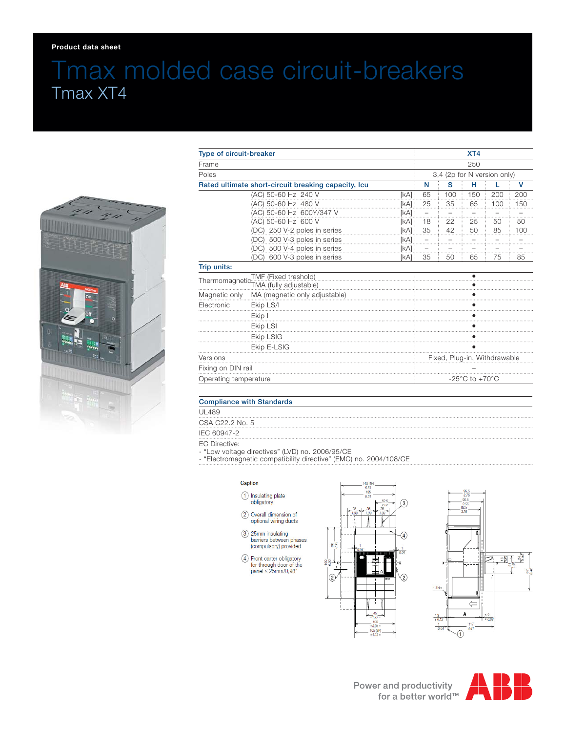Product data sheet

# Tmax molded case circuit-breakers

## Tmax XT4

| Type of circuit-breaker | | | XT4 | | | | |
|---|---|---|---|---|---|---|---|
| Frame | | | 250 | | | | |
| Poles | | | 3,4 (2p for N version only) | | | | |
| **Rated ultimate short-circuit breaking capacity, Icu** | | | N | S | H | L | V |
| | (AC) 50-60 Hz 240 V | [kA] | 65 | 100 | 150 | 200 | 200 |
| | (AC) 50-60 Hz 480 V | [kA] | 25 | 35 | 65 | 100 | 150 |
| | (AC) 50-60 Hz 600Y/347 V | [kA] | – | – | – | – | – |
| | (AC) 50-60 Hz 600 V | [kA] | 18 | 22 | 25 | 50 | 50 |
| | (DC) 250 V-2 poles in series | [kA] | 35 | 42 | 50 | 85 | 100 |
| | (DC) 500 V-3 poles in series | [kA] | – | – | – | – | – |
| | (DC) 500 V-4 poles in series | [kA] | – | – | – | – | – |
| | (DC) 600 V-3 poles in series | [kA] | 35 | 50 | 65 | 75 | 85 |
| **Trip units:** | | | | | | | |
| Thermomagnetic | TMF (Fixed treshold) | | • | | | | |
| | TMA (fully adjustable) | | • | | | | |
| Magnetic only | MA (magnetic only adjustable) | | • | | | | |
| Electronic | Ekip LS/I | | • | | | | |
| | Ekip I | | • | | | | |
| | Ekip LSI | | • | | | | |
| | Ekip LSIG | | • | | | | |
| | Ekip E-LSIG | | • | | | | |
| Versions | | | Fixed, Plug-in, Withdrawable | | | | |
| Fixing on DIN rail | | | – | | | | |
| Operating temperature | | | -25°C to +70°C | | | | |

### Compliance with Standards

UL489

CSA C22.2 No. 5

IEC 60947-2

EC Directive:
- "Low voltage directives" (LVD) no. 2006/95/CE
- "Electromagnetic compatibility directive" (EMC) no. 2004/108/CE

**Caption**

1. Insulating plate obligatory
2. Overall dimension of optional wiring ducts
3. 25mm insulating barriers between phases (compulsory) provided
4. Front carter obligatory for through door of the panel ≤ 25mm/0.98"

Power and productivity for a better world™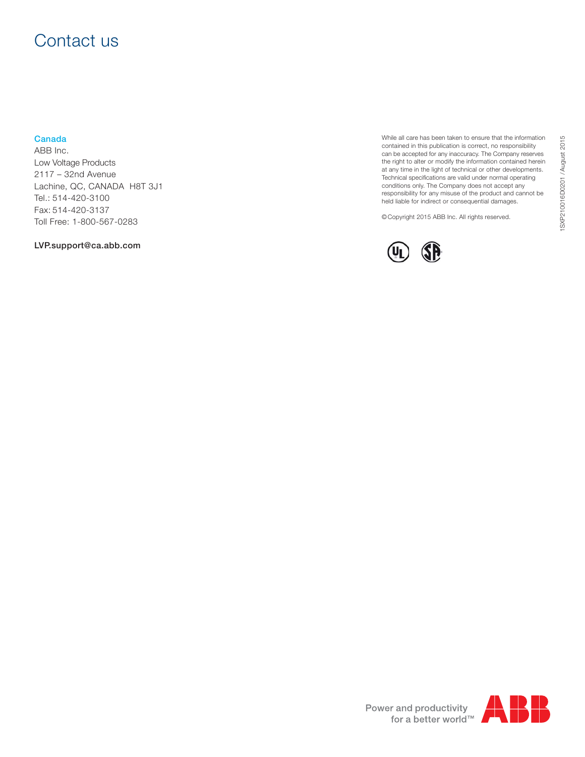# Contact us

**Canada**

ABB Inc.
Low Voltage Products
2117 – 32nd Avenue
Lachine, QC, CANADA H8T 3J1
Tel.: 514-420-3100
Fax: 514-420-3137
Toll Free: 1-800-567-0283

**LVP.support@ca.abb.com**

While all care has been taken to ensure that the information contained in this publication is correct, no responsibility can be accepted for any inaccuracy. The Company reserves the right to alter or modify the information contained herein at any time in the light of technical or other developments. Technical specifications are valid under normal operating conditions only. The Company does not accept any responsibility for any misuse of the product and cannot be held liable for indirect or consequential damages.

© Copyright 2015 ABB Inc. All rights reserved.

1SXP210016D0201 / August 2015

Power and productivity
for a better world™